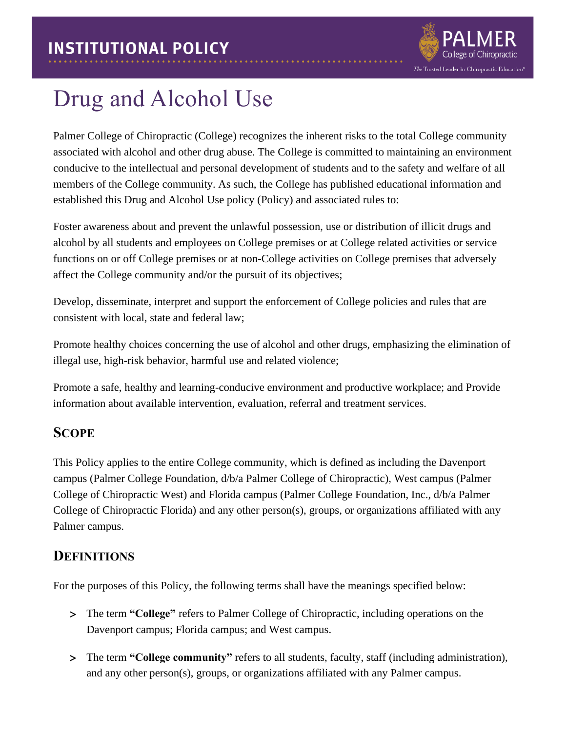INSTITUTIONAL POLICY

# Drug and Alcohol Use

Palmer College of Chiropractic (College) recognizes the inherent risks to the total College community associated with alcohol and other drug abuse. The College is committed to maintaining an environment conducive to the intellectual and personal development of students and to the safety and welfare of all members of the College community. As such, the College has published educational information and established this Drug and Alcohol Use policy (Policy) and associated rules to:

Foster awareness about and prevent the unlawful possession, use or distribution of illicit drugs and alcohol by all students and employees on College premises or at College related activities or service functions on or off College premises or at non-College activities on College premises that adversely affect the College community and/or the pursuit of its objectives;

Develop, disseminate, interpret and support the enforcement of College policies and rules that are consistent with local, state and federal law;

Promote healthy choices concerning the use of alcohol and other drugs, emphasizing the elimination of illegal use, high-risk behavior, harmful use and related violence;

Promote a safe, healthy and learning-conducive environment and productive workplace; and Provide information about available intervention, evaluation, referral and treatment services.

## Scope

This Policy applies to the entire College community, which is defined as including the Davenport campus (Palmer College Foundation, d/b/a Palmer College of Chiropractic), West campus (Palmer College of Chiropractic West) and Florida campus (Palmer College Foundation, Inc., d/b/a Palmer College of Chiropractic Florida) and any other person(s), groups, or organizations affiliated with any Palmer campus.

## Definitions

For the purposes of this Policy, the following terms shall have the meanings specified below:

- The term **"College"** refers to Palmer College of Chiropractic, including operations on the Davenport campus; Florida campus; and West campus.
- The term **"College community"** refers to all students, faculty, staff (including administration), and any other person(s), groups, or organizations affiliated with any Palmer campus.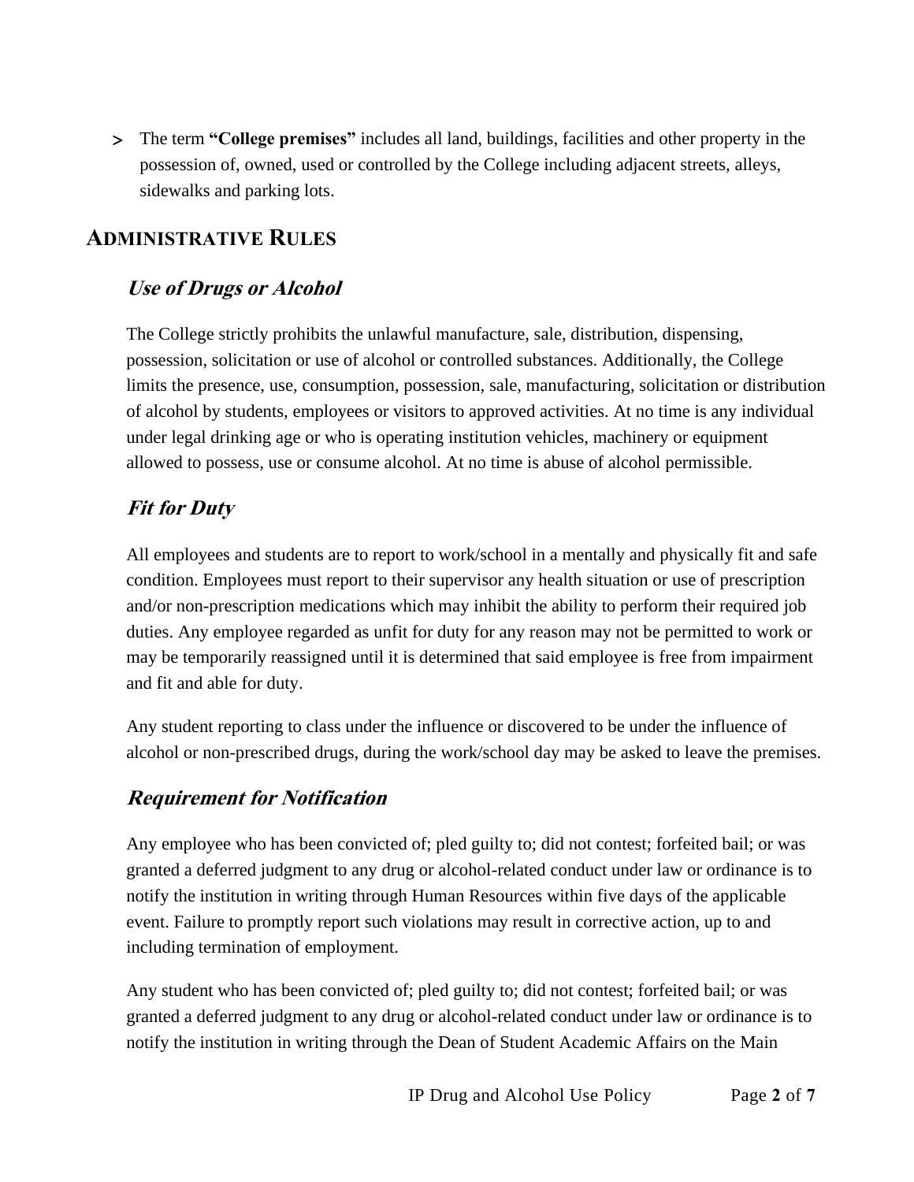- The term **"College premises"** includes all land, buildings, facilities and other property in the possession of, owned, used or controlled by the College including adjacent streets, alleys, sidewalks and parking lots.

## ADMINISTRATIVE RULES

### *Use of Drugs or Alcohol*

The College strictly prohibits the unlawful manufacture, sale, distribution, dispensing, possession, solicitation or use of alcohol or controlled substances. Additionally, the College limits the presence, use, consumption, possession, sale, manufacturing, solicitation or distribution of alcohol by students, employees or visitors to approved activities. At no time is any individual under legal drinking age or who is operating institution vehicles, machinery or equipment allowed to possess, use or consume alcohol. At no time is abuse of alcohol permissible.

### *Fit for Duty*

All employees and students are to report to work/school in a mentally and physically fit and safe condition. Employees must report to their supervisor any health situation or use of prescription and/or non-prescription medications which may inhibit the ability to perform their required job duties. Any employee regarded as unfit for duty for any reason may not be permitted to work or may be temporarily reassigned until it is determined that said employee is free from impairment and fit and able for duty.

Any student reporting to class under the influence or discovered to be under the influence of alcohol or non-prescribed drugs, during the work/school day may be asked to leave the premises.

### *Requirement for Notification*

Any employee who has been convicted of; pled guilty to; did not contest; forfeited bail; or was granted a deferred judgment to any drug or alcohol-related conduct under law or ordinance is to notify the institution in writing through Human Resources within five days of the applicable event. Failure to promptly report such violations may result in corrective action, up to and including termination of employment.

Any student who has been convicted of; pled guilty to; did not contest; forfeited bail; or was granted a deferred judgment to any drug or alcohol-related conduct under law or ordinance is to notify the institution in writing through the Dean of Student Academic Affairs on the Main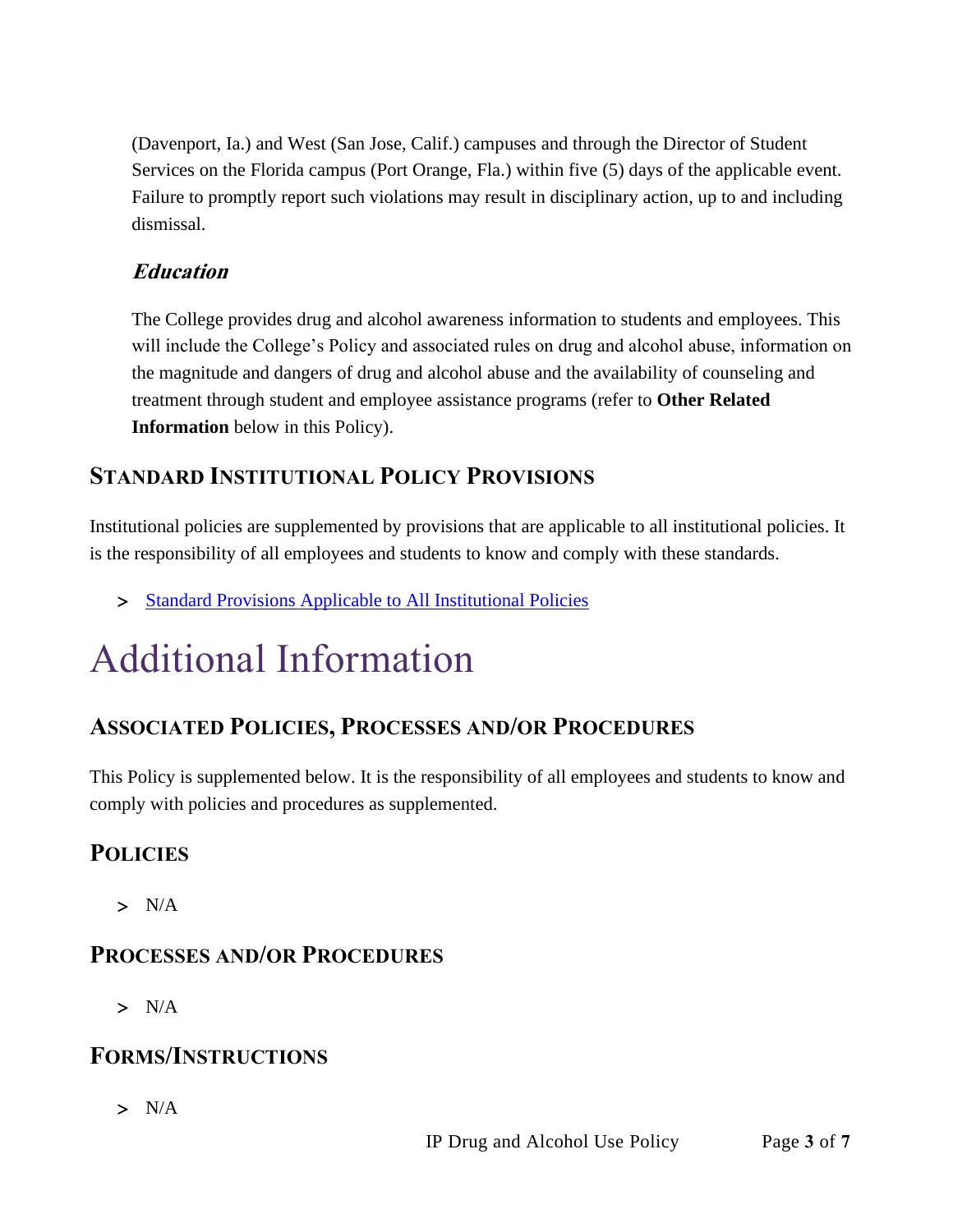(Davenport, Ia.) and West (San Jose, Calif.) campuses and through the Director of Student Services on the Florida campus (Port Orange, Fla.) within five (5) days of the applicable event. Failure to promptly report such violations may result in disciplinary action, up to and including dismissal.

### *Education*

The College provides drug and alcohol awareness information to students and employees. This will include the College's Policy and associated rules on drug and alcohol abuse, information on the magnitude and dangers of drug and alcohol abuse and the availability of counseling and treatment through student and employee assistance programs (refer to **Other Related Information** below in this Policy).

## Standard Institutional Policy Provisions

Institutional policies are supplemented by provisions that are applicable to all institutional policies. It is the responsibility of all employees and students to know and comply with these standards.

- Standard Provisions Applicable to All Institutional Policies

# Additional Information

## Associated Policies, Processes and/or Procedures

This Policy is supplemented below. It is the responsibility of all employees and students to know and comply with policies and procedures as supplemented.

## Policies

- N/A

## Processes and/or Procedures

- N/A

## Forms/Instructions

- N/A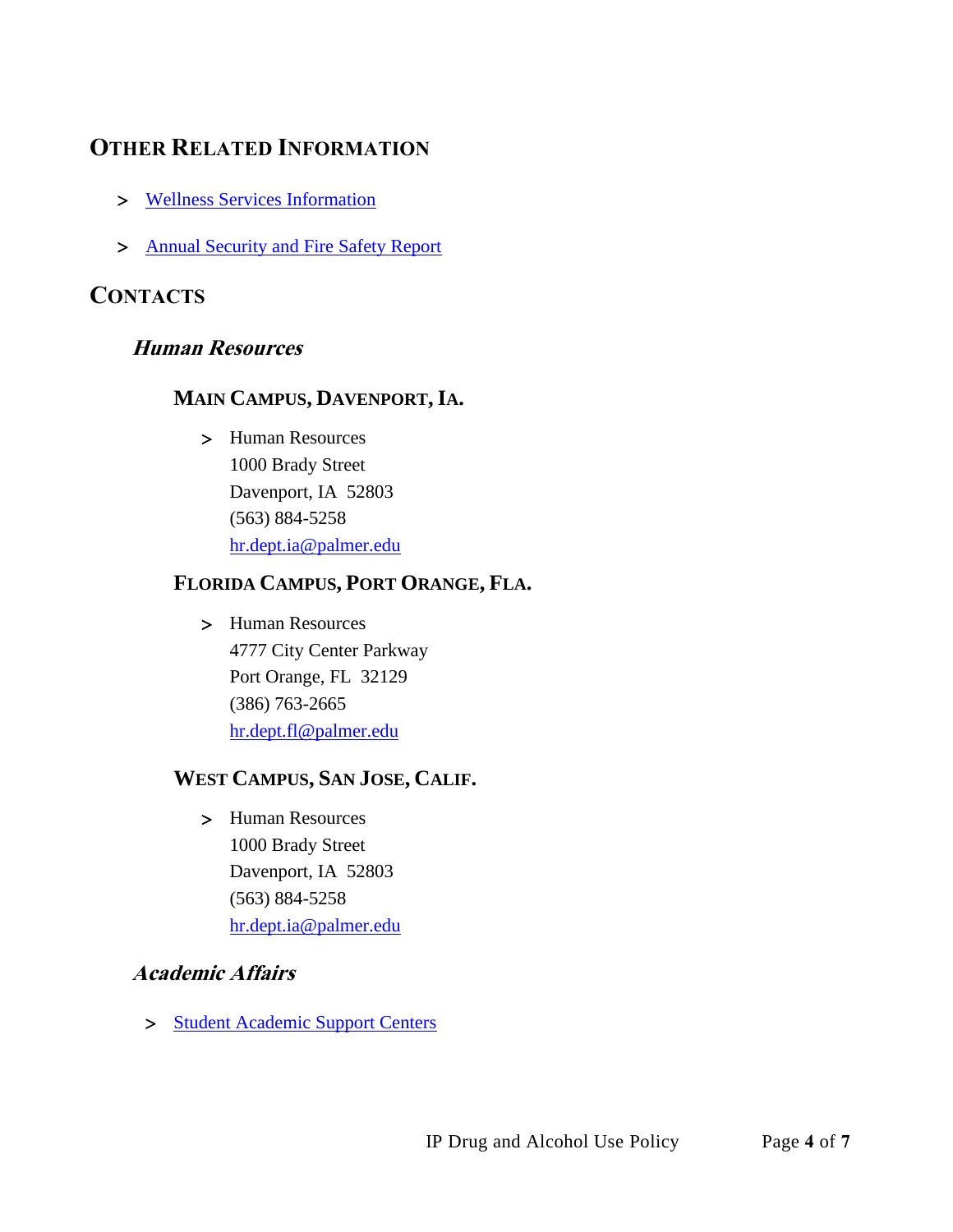## OTHER RELATED INFORMATION

- Wellness Services Information
- Annual Security and Fire Safety Report

## CONTACTS

### *Human Resources*

#### MAIN CAMPUS, DAVENPORT, IA.

- Human Resources
  1000 Brady Street
  Davenport, IA 52803
  (563) 884-5258
  hr.dept.ia@palmer.edu

#### FLORIDA CAMPUS, PORT ORANGE, FLA.

- Human Resources
  4777 City Center Parkway
  Port Orange, FL 32129
  (386) 763-2665
  hr.dept.fl@palmer.edu

#### WEST CAMPUS, SAN JOSE, CALIF.

- Human Resources
  1000 Brady Street
  Davenport, IA 52803
  (563) 884-5258
  hr.dept.ia@palmer.edu

### *Academic Affairs*

- Student Academic Support Centers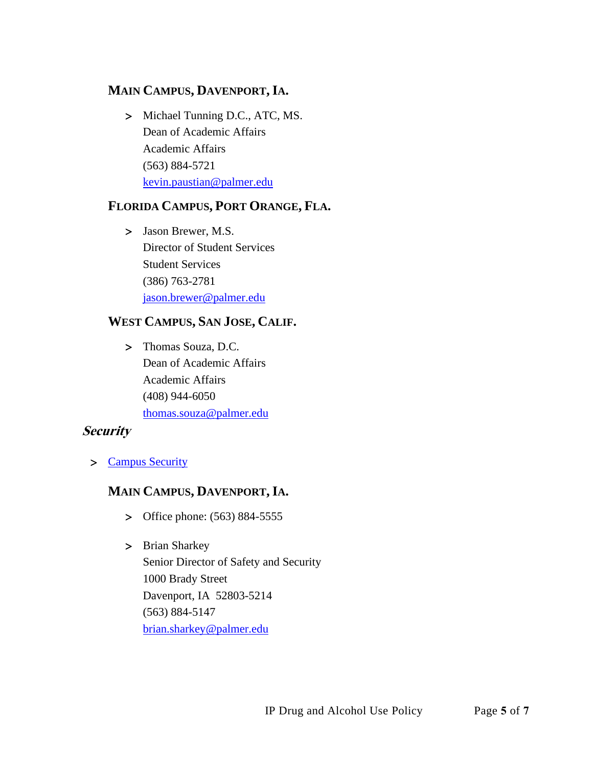### MAIN CAMPUS, DAVENPORT, IA.

- Michael Tunning D.C., ATC, MS.
  Dean of Academic Affairs
  Academic Affairs
  (563) 884-5721
  [kevin.paustian@palmer.edu](mailto:kevin.paustian@palmer.edu)

### FLORIDA CAMPUS, PORT ORANGE, FLA.

- Jason Brewer, M.S.
  Director of Student Services
  Student Services
  (386) 763-2781
  [jason.brewer@palmer.edu](mailto:jason.brewer@palmer.edu)

### WEST CAMPUS, SAN JOSE, CALIF.

- Thomas Souza, D.C.
  Dean of Academic Affairs
  Academic Affairs
  (408) 944-6050
  [thomas.souza@palmer.edu](mailto:thomas.souza@palmer.edu)

## *Security*

- [Campus Security]()

### MAIN CAMPUS, DAVENPORT, IA.

- Office phone: (563) 884-5555

- Brian Sharkey
  Senior Director of Safety and Security
  1000 Brady Street
  Davenport, IA 52803-5214
  (563) 884-5147
  [brian.sharkey@palmer.edu](mailto:brian.sharkey@palmer.edu)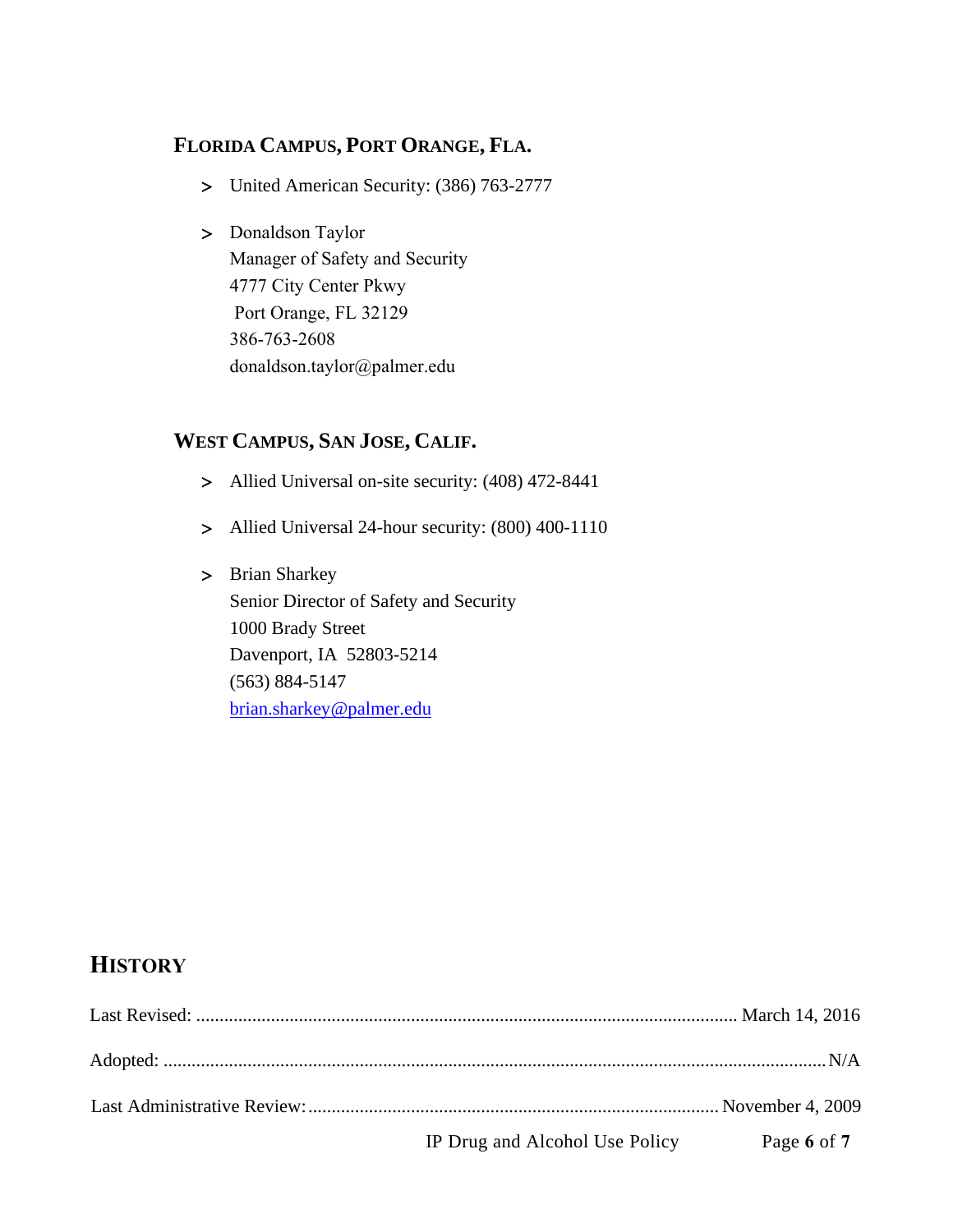### Florida Campus, Port Orange, Fla.

- United American Security: (386) 763-2777
- Donaldson Taylor
  Manager of Safety and Security
  4777 City Center Pkwy
  Port Orange, FL 32129
  386-763-2608
  donaldson.taylor@palmer.edu

### West Campus, San Jose, Calif.

- Allied Universal on-site security: (408) 472-8441
- Allied Universal 24-hour security: (800) 400-1110
- Brian Sharkey
  Senior Director of Safety and Security
  1000 Brady Street
  Davenport, IA 52803-5214
  (563) 884-5147
  brian.sharkey@palmer.edu

## History

Last Revised: .................................................... March 14, 2016

Adopted: .................................................... N/A

Last Administrative Review: .................................................... November 4, 2009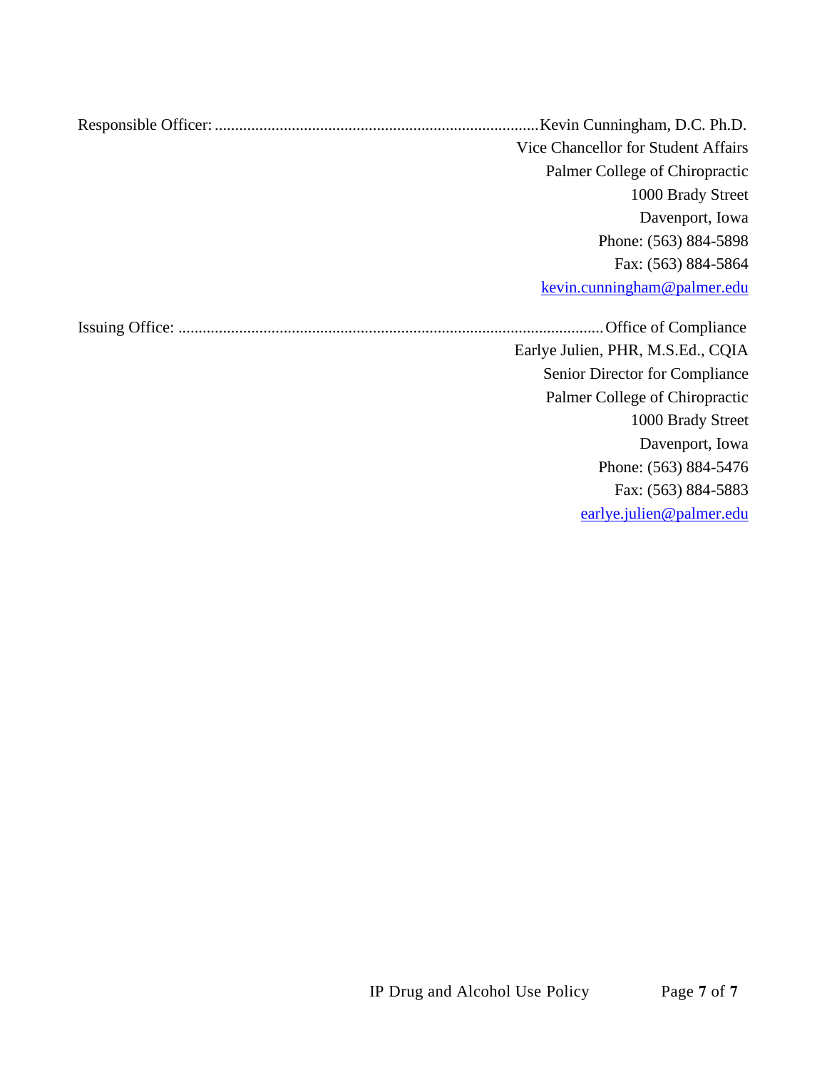Responsible Officer: ................................................................................Kevin Cunningham, D.C. Ph.D.
Vice Chancellor for Student Affairs
Palmer College of Chiropractic
1000 Brady Street
Davenport, Iowa
Phone: (563) 884-5898
Fax: (563) 884-5864
kevin.cunningham@palmer.edu

Issuing Office: ........................................................................................................Office of Compliance
Earlye Julien, PHR, M.S.Ed., CQIA
Senior Director for Compliance
Palmer College of Chiropractic
1000 Brady Street
Davenport, Iowa
Phone: (563) 884-5476
Fax: (563) 884-5883
earlye.julien@palmer.edu